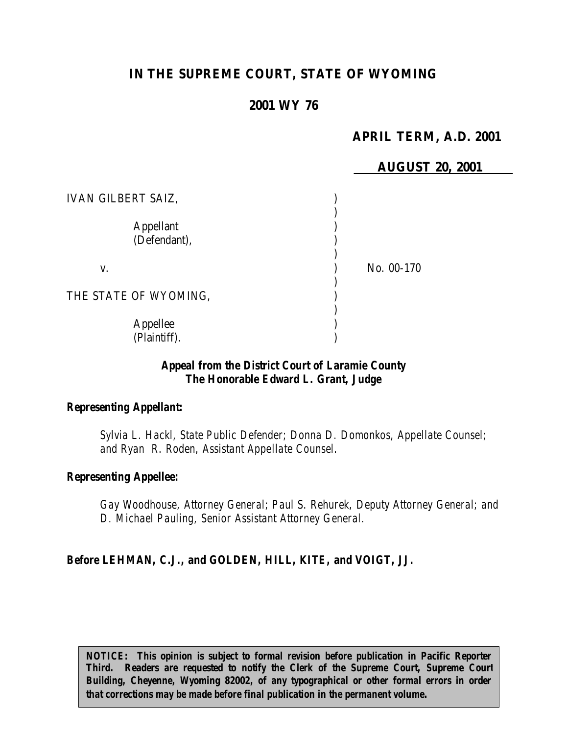# IN THE SUPREME COURT, STATE OF WYOMING

## 2001 WY 76

**APRIL TERM, A.D. 2001**

**AUGUST 20, 2001**

IVAN GILBERT SAIZ,

Appellant
(Defendant),

v. No. 00-170

THE STATE OF WYOMING,

Appellee
(Plaintiff).

**Appeal from the District Court of Laramie County**
**The Honorable Edward L. Grant, Judge**

**Representing Appellant:**

Sylvia L. Hackl, State Public Defender; Donna D. Domonkos, Appellate Counsel; and Ryan R. Roden, Assistant Appellate Counsel.

**Representing Appellee:**

Gay Woodhouse, Attorney General; Paul S. Rehurek, Deputy Attorney General; and D. Michael Pauling, Senior Assistant Attorney General.

**Before LEHMAN, C.J., and GOLDEN, HILL, KITE, and VOIGT, JJ.**

**NOTICE: This opinion is subject to formal revision before publication in Pacific Reporter Third. Readers are requested to notify the Clerk of the Supreme Court, Supreme Court Building, Cheyenne, Wyoming 82002, of any typographical or other formal errors in order that corrections may be made before final publication in the permanent volume.**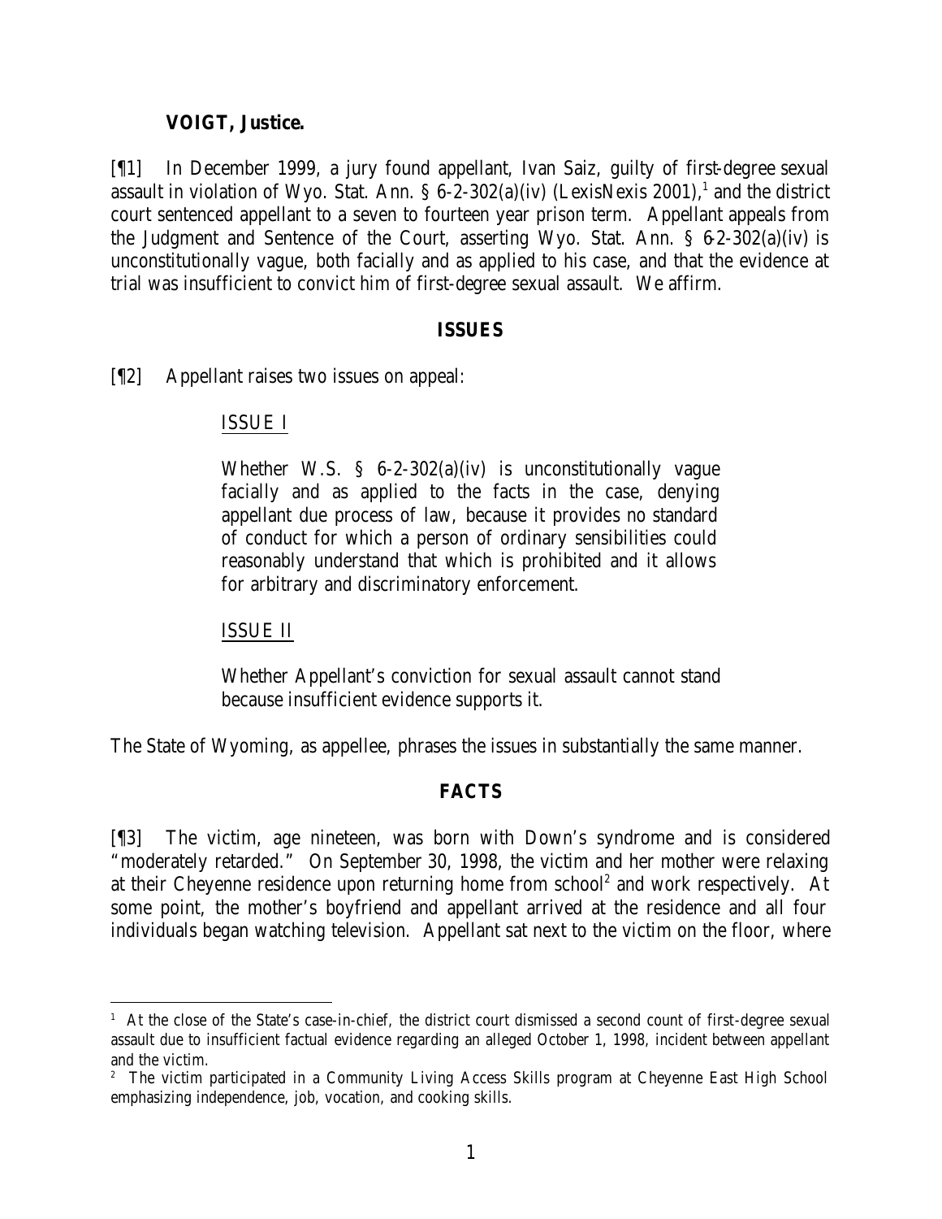**VOIGT, Justice.**

[¶1] In December 1999, a jury found appellant, Ivan Saiz, guilty of first-degree sexual assault in violation of Wyo. Stat. Ann. § 6-2-302(a)(iv) (LexisNexis 2001),[1] and the district court sentenced appellant to a seven to fourteen year prison term. Appellant appeals from the Judgment and Sentence of the Court, asserting Wyo. Stat. Ann. § 6-2-302(a)(iv) is unconstitutionally vague, both facially and as applied to his case, and that the evidence at trial was insufficient to convict him of first-degree sexual assault. We affirm.

## ISSUES

[¶2] Appellant raises two issues on appeal:

> ISSUE I
>
> Whether W.S. § 6-2-302(a)(iv) is unconstitutionally vague facially and as applied to the facts in the case, denying appellant due process of law, because it provides no standard of conduct for which a person of ordinary sensibilities could reasonably understand that which is prohibited and it allows for arbitrary and discriminatory enforcement.
>
> ISSUE II
>
> Whether Appellant's conviction for sexual assault cannot stand because insufficient evidence supports it.

The State of Wyoming, as appellee, phrases the issues in substantially the same manner.

## FACTS

[¶3] The victim, age nineteen, was born with Down's syndrome and is considered "moderately retarded." On September 30, 1998, the victim and her mother were relaxing at their Cheyenne residence upon returning home from school[2] and work respectively. At some point, the mother's boyfriend and appellant arrived at the residence and all four individuals began watching television. Appellant sat next to the victim on the floor, where

---

[1] At the close of the State's case-in-chief, the district court dismissed a second count of first-degree sexual assault due to insufficient factual evidence regarding an alleged October 1, 1998, incident between appellant and the victim.

[2] The victim participated in a Community Living Access Skills program at Cheyenne East High School emphasizing independence, job, vocation, and cooking skills.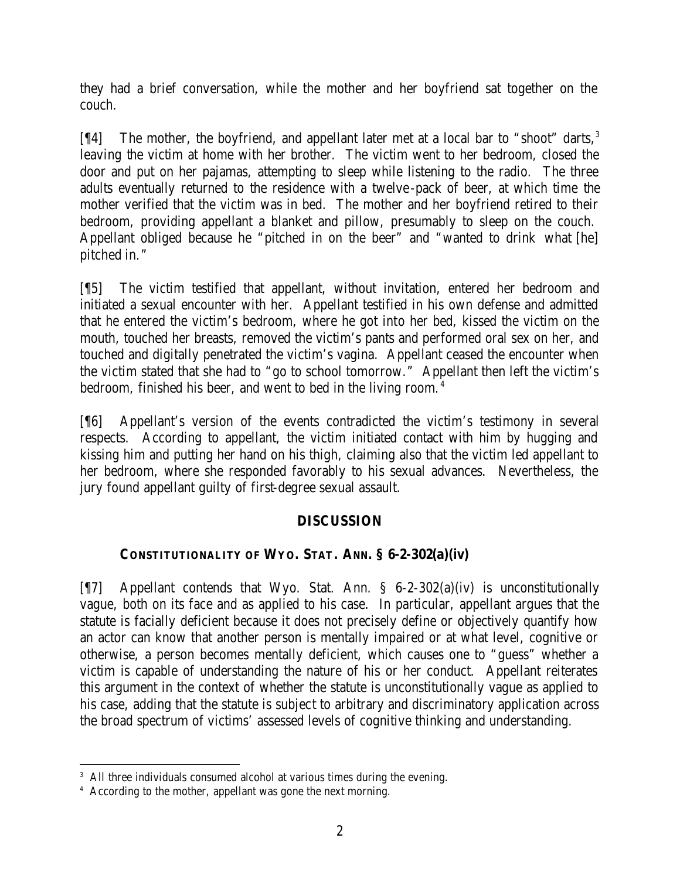they had a brief conversation, while the mother and her boyfriend sat together on the couch.

[¶4] The mother, the boyfriend, and appellant later met at a local bar to "shoot" darts,[3] leaving the victim at home with her brother. The victim went to her bedroom, closed the door and put on her pajamas, attempting to sleep while listening to the radio. The three adults eventually returned to the residence with a twelve-pack of beer, at which time the mother verified that the victim was in bed. The mother and her boyfriend retired to their bedroom, providing appellant a blanket and pillow, presumably to sleep on the couch. Appellant obliged because he "pitched in on the beer" and "wanted to drink what [he] pitched in."

[¶5] The victim testified that appellant, without invitation, entered her bedroom and initiated a sexual encounter with her. Appellant testified in his own defense and admitted that he entered the victim's bedroom, where he got into her bed, kissed the victim on the mouth, touched her breasts, removed the victim's pants and performed oral sex on her, and touched and digitally penetrated the victim's vagina. Appellant ceased the encounter when the victim stated that she had to "go to school tomorrow." Appellant then left the victim's bedroom, finished his beer, and went to bed in the living room.[4]

[¶6] Appellant's version of the events contradicted the victim's testimony in several respects. According to appellant, the victim initiated contact with him by hugging and kissing him and putting her hand on his thigh, claiming also that the victim led appellant to her bedroom, where she responded favorably to his sexual advances. Nevertheless, the jury found appellant guilty of first-degree sexual assault.

## DISCUSSION

### CONSTITUTIONALITY OF WYO. STAT. ANN. § 6-2-302(a)(iv)

[¶7] Appellant contends that Wyo. Stat. Ann. § 6-2-302(a)(iv) is unconstitutionally vague, both on its face and as applied to his case. In particular, appellant argues that the statute is facially deficient because it does not precisely define or objectively quantify how an actor can know that another person is mentally impaired or at what level, cognitive or otherwise, a person becomes mentally deficient, which causes one to "guess" whether a victim is capable of understanding the nature of his or her conduct. Appellant reiterates this argument in the context of whether the statute is unconstitutionally vague as applied to his case, adding that the statute is subject to arbitrary and discriminatory application across the broad spectrum of victims' assessed levels of cognitive thinking and understanding.

---

[3] All three individuals consumed alcohol at various times during the evening.

[4] According to the mother, appellant was gone the next morning.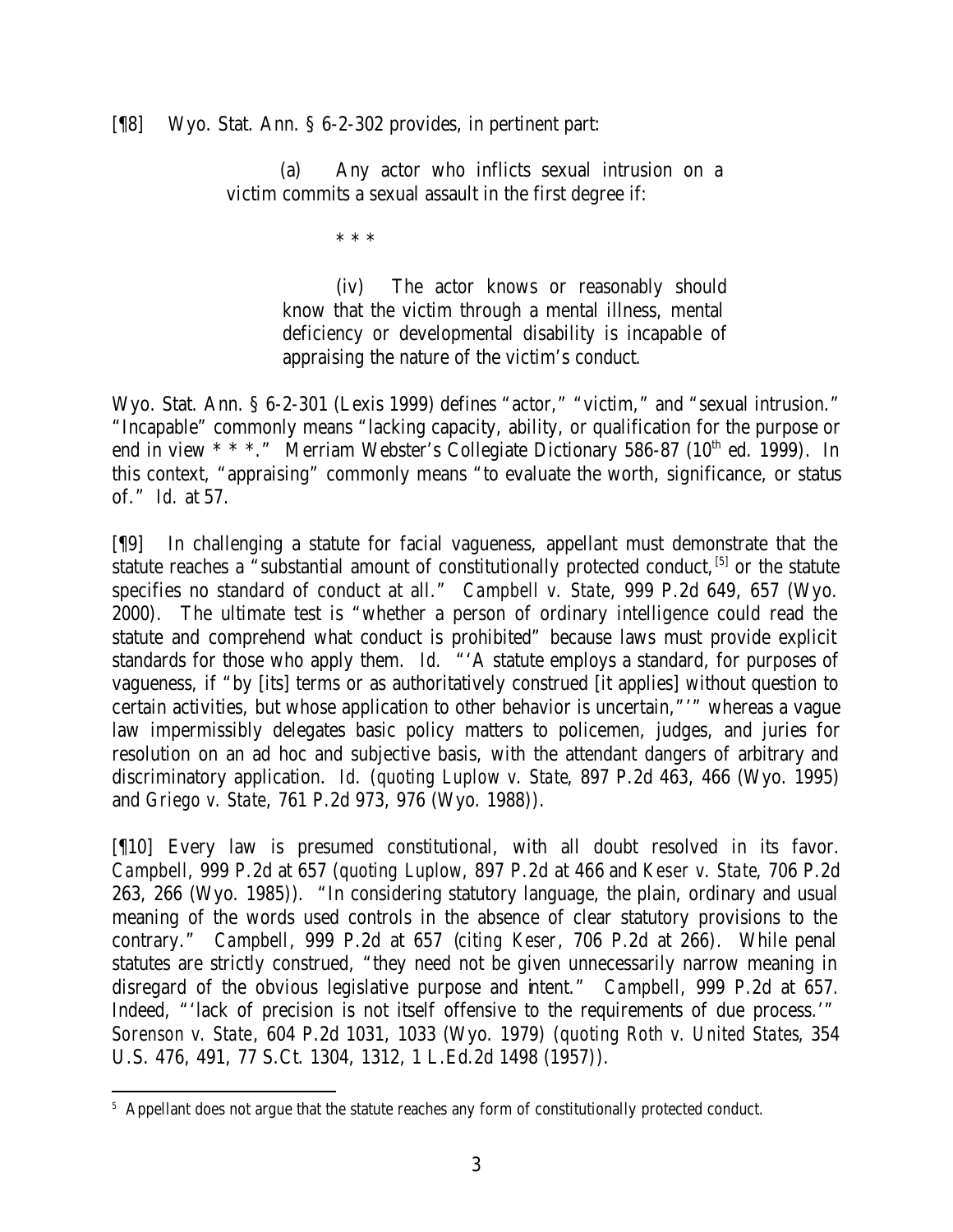[¶8] Wyo. Stat. Ann. § 6-2-302 provides, in pertinent part:

> (a) Any actor who inflicts sexual intrusion on a victim commits a sexual assault in the first degree if:
>
> \* \* \*
>
> (iv) The actor knows or reasonably should know that the victim through a mental illness, mental deficiency or developmental disability is incapable of appraising the nature of the victim's conduct.

Wyo. Stat. Ann. § 6-2-301 (Lexis 1999) defines "actor," "victim," and "sexual intrusion." "Incapable" commonly means "lacking capacity, ability, or qualification for the purpose or end in view * * *." Merriam Webster's Collegiate Dictionary 586-87 (10th ed. 1999). In this context, "appraising" commonly means "to evaluate the worth, significance, or status of." *Id.* at 57.

[¶9] In challenging a statute for facial vagueness, appellant must demonstrate that the statute reaches a "substantial amount of constitutionally protected conduct,[5] or the statute specifies no standard of conduct at all." *Campbell v. State*, 999 P.2d 649, 657 (Wyo. 2000). The ultimate test is "whether a person of ordinary intelligence could read the statute and comprehend what conduct is prohibited" because laws must provide explicit standards for those who apply them. *Id.* "'A statute employs a standard, for purposes of vagueness, if "by [its] terms or as authoritatively construed [it applies] without question to certain activities, but whose application to other behavior is uncertain,"'" whereas a vague law impermissibly delegates basic policy matters to policemen, judges, and juries for resolution on an ad hoc and subjective basis, with the attendant dangers of arbitrary and discriminatory application. *Id.* (*quoting Luplow v. State*, 897 P.2d 463, 466 (Wyo. 1995) and *Griego v. State*, 761 P.2d 973, 976 (Wyo. 1988)).

[¶10] Every law is presumed constitutional, with all doubt resolved in its favor. *Campbell*, 999 P.2d at 657 (*quoting Luplow*, 897 P.2d at 466 and *Keser v. State*, 706 P.2d 263, 266 (Wyo. 1985)). "In considering statutory language, the plain, ordinary and usual meaning of the words used controls in the absence of clear statutory provisions to the contrary." *Campbell*, 999 P.2d at 657 (*citing Keser*, 706 P.2d at 266). While penal statutes are strictly construed, "they need not be given unnecessarily narrow meaning in disregard of the obvious legislative purpose and intent." *Campbell*, 999 P.2d at 657. Indeed, "'lack of precision is not itself offensive to the requirements of due process.'" *Sorenson v. State*, 604 P.2d 1031, 1033 (Wyo. 1979) (*quoting Roth v. United States*, 354 U.S. 476, 491, 77 S.Ct. 1304, 1312, 1 L.Ed.2d 1498 (1957)).

---

[5] Appellant does not argue that the statute reaches any form of constitutionally protected conduct.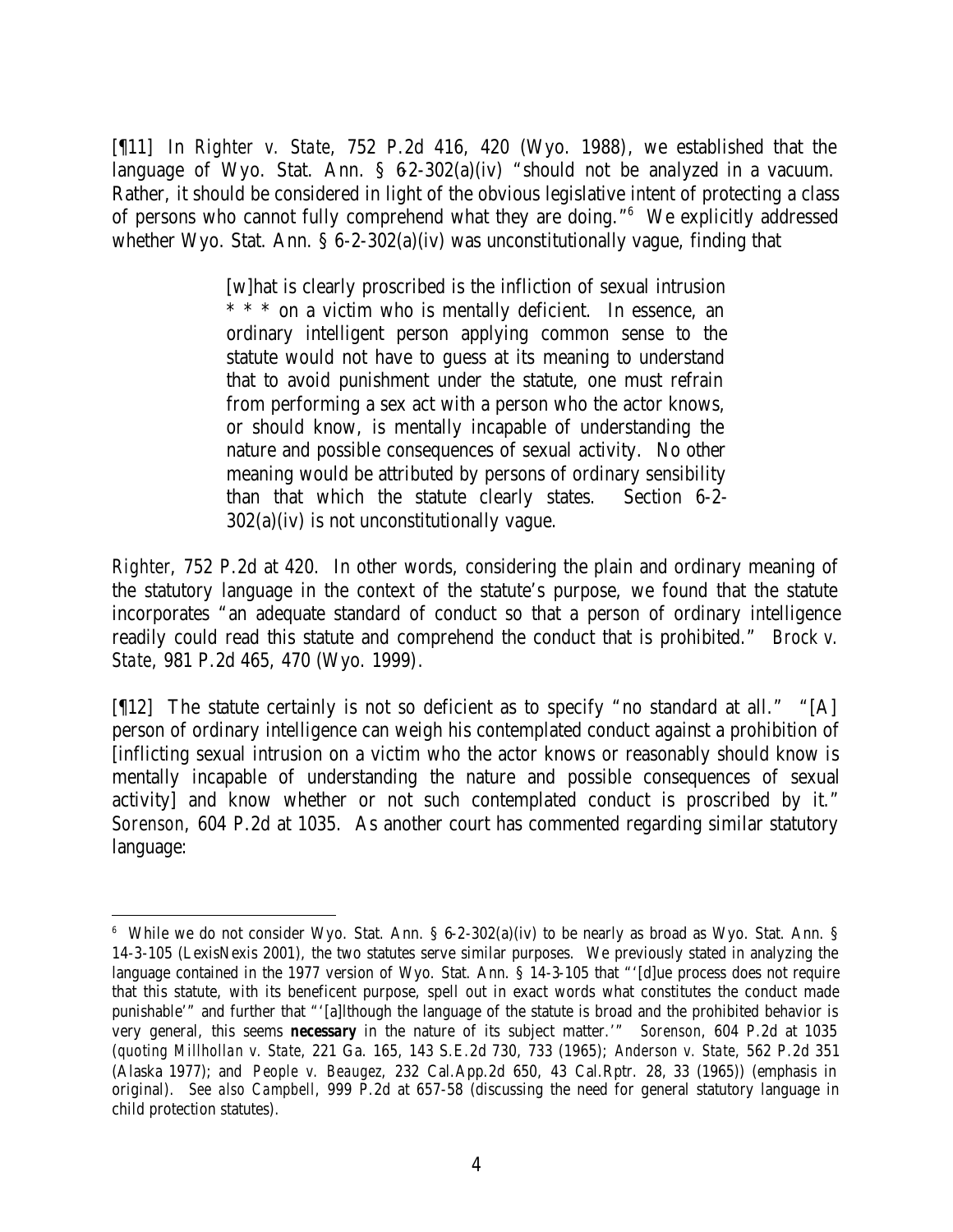[¶11] In *Righter v. State*, 752 P.2d 416, 420 (Wyo. 1988), we established that the language of Wyo. Stat. Ann. § 6-2-302(a)(iv) "should not be analyzed in a vacuum. Rather, it should be considered in light of the obvious legislative intent of protecting a class of persons who cannot fully comprehend what they are doing."[6] We explicitly addressed whether Wyo. Stat. Ann. § 6-2-302(a)(iv) was unconstitutionally vague, finding that

> [w]hat is clearly proscribed is the infliction of sexual intrusion * * * on a victim who is mentally deficient. In essence, an ordinary intelligent person applying common sense to the statute would not have to guess at its meaning to understand that to avoid punishment under the statute, one must refrain from performing a sex act with a person who the actor knows, or should know, is mentally incapable of understanding the nature and possible consequences of sexual activity. No other meaning would be attributed by persons of ordinary sensibility than that which the statute clearly states. Section 6-2-302(a)(iv) is not unconstitutionally vague.

*Righter*, 752 P.2d at 420. In other words, considering the plain and ordinary meaning of the statutory language in the context of the statute's purpose, we found that the statute incorporates "an adequate standard of conduct so that a person of ordinary intelligence readily could read this statute and comprehend the conduct that is prohibited." *Brock v. State*, 981 P.2d 465, 470 (Wyo. 1999).

[¶12] The statute certainly is not so deficient as to specify "no standard at all." "[A] person of ordinary intelligence can weigh his contemplated conduct against a prohibition of [inflicting sexual intrusion on a victim who the actor knows or reasonably should know is mentally incapable of understanding the nature and possible consequences of sexual activity] and know whether or not such contemplated conduct is proscribed by it." *Sorenson*, 604 P.2d at 1035. As another court has commented regarding similar statutory language:

---

[6] While we do not consider Wyo. Stat. Ann. § 6-2-302(a)(iv) to be nearly as broad as Wyo. Stat. Ann. § 14-3-105 (LexisNexis 2001), the two statutes serve similar purposes. We previously stated in analyzing the language contained in the 1977 version of Wyo. Stat. Ann. § 14-3-105 that "'[d]ue process does not require that this statute, with its beneficent purpose, spell out in exact words what constitutes the conduct made punishable'" and further that "'[a]lthough the language of the statute is broad and the prohibited behavior is very general, this seems ***necessary*** in the nature of its subject matter.'" *Sorenson*, 604 P.2d at 1035 (*quoting Millhollan v. State*, 221 Ga. 165, 143 S.E.2d 730, 733 (1965); *Anderson v. State*, 562 P.2d 351 (Alaska 1977); and *People v. Beaugez*, 232 Cal.App.2d 650, 43 Cal.Rptr. 28, 33 (1965)) (emphasis in original). *See also Campbell*, 999 P.2d at 657-58 (discussing the need for general statutory language in child protection statutes).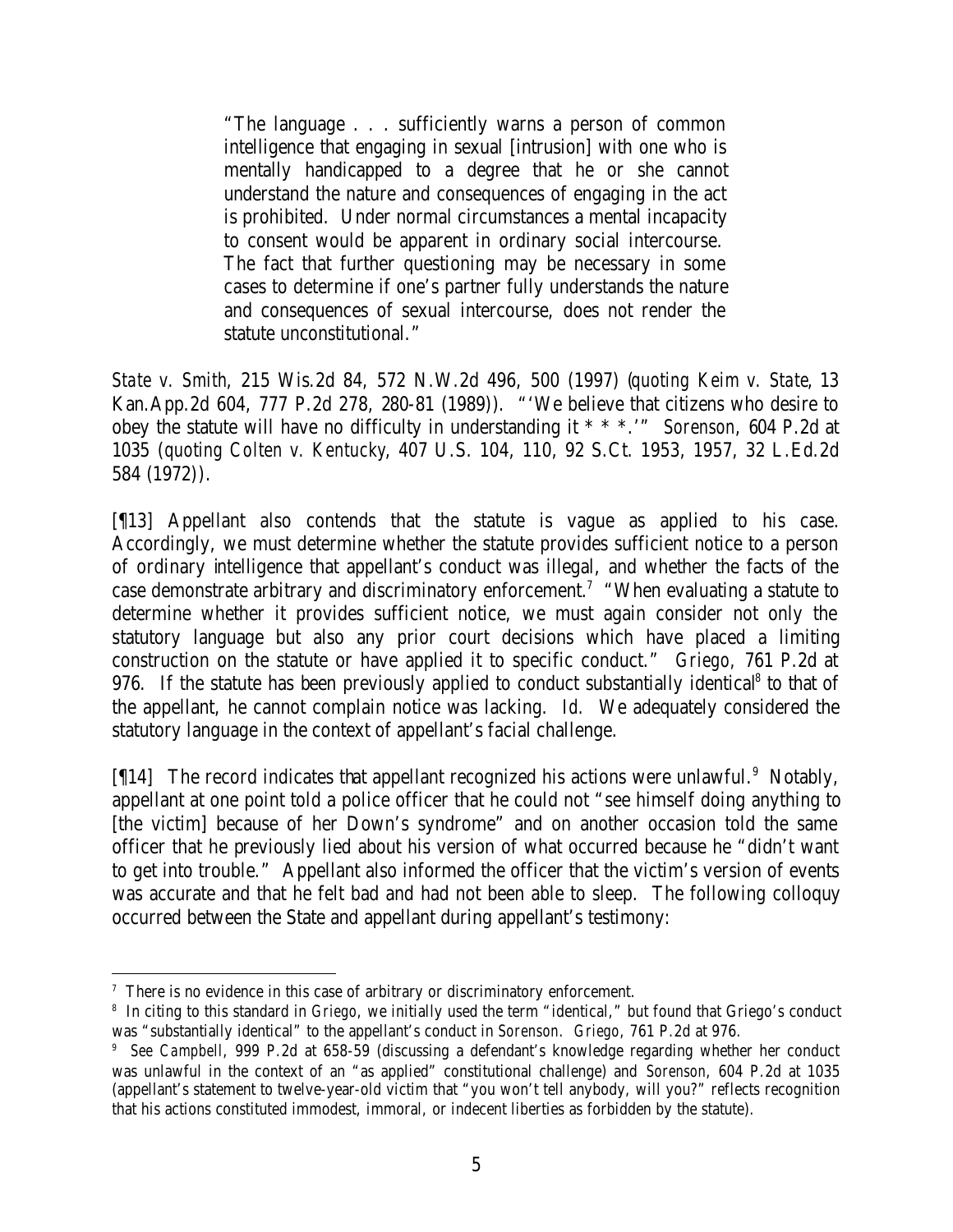> "The language . . . sufficiently warns a person of common intelligence that engaging in sexual [intrusion] with one who is mentally handicapped to a degree that he or she cannot understand the nature and consequences of engaging in the act is prohibited. Under normal circumstances a mental incapacity to consent would be apparent in ordinary social intercourse. The fact that further questioning may be necessary in some cases to determine if one's partner fully understands the nature and consequences of sexual intercourse, does not render the statute unconstitutional."

*State v. Smith*, 215 Wis.2d 84, 572 N.W.2d 496, 500 (1997) (*quoting Keim v. State*, 13 Kan.App.2d 604, 777 P.2d 278, 280-81 (1989)). "'We believe that citizens who desire to obey the statute will have no difficulty in understanding it * * *.'" *Sorenson*, 604 P.2d at 1035 (*quoting Colten v. Kentucky*, 407 U.S. 104, 110, 92 S.Ct. 1953, 1957, 32 L.Ed.2d 584 (1972)).

[¶13] Appellant also contends that the statute is vague as applied to his case. Accordingly, we must determine whether the statute provides sufficient notice to a person of ordinary intelligence that appellant's conduct was illegal, and whether the facts of the case demonstrate arbitrary and discriminatory enforcement.[7] "When evaluating a statute to determine whether it provides sufficient notice, we must again consider not only the statutory language but also any prior court decisions which have placed a limiting construction on the statute or have applied it to specific conduct." *Griego*, 761 P.2d at 976. If the statute has been previously applied to conduct substantially identical[8] to that of the appellant, he cannot complain notice was lacking. *Id.* We adequately considered the statutory language in the context of appellant's facial challenge.

[¶14] The record indicates that appellant recognized his actions were unlawful.[9] Notably, appellant at one point told a police officer that he could not "see himself doing anything to [the victim] because of her Down's syndrome" and on another occasion told the same officer that he previously lied about his version of what occurred because he "didn't want to get into trouble." Appellant also informed the officer that the victim's version of events was accurate and that he felt bad and had not been able to sleep. The following colloquy occurred between the State and appellant during appellant's testimony:

---

[7] There is no evidence in this case of arbitrary or discriminatory enforcement.

[8] In citing to this standard in *Griego*, we initially used the term "identical," but found that Griego's conduct was "substantially identical" to the appellant's conduct in *Sorenson*. *Griego*, 761 P.2d at 976.

[9] *See Campbell*, 999 P.2d at 658-59 (discussing a defendant's knowledge regarding whether her conduct was unlawful in the context of an "as applied" constitutional challenge) and *Sorenson*, 604 P.2d at 1035 (appellant's statement to twelve-year-old victim that "you won't tell anybody, will you?" reflects recognition that his actions constituted immodest, immoral, or indecent liberties as forbidden by the statute).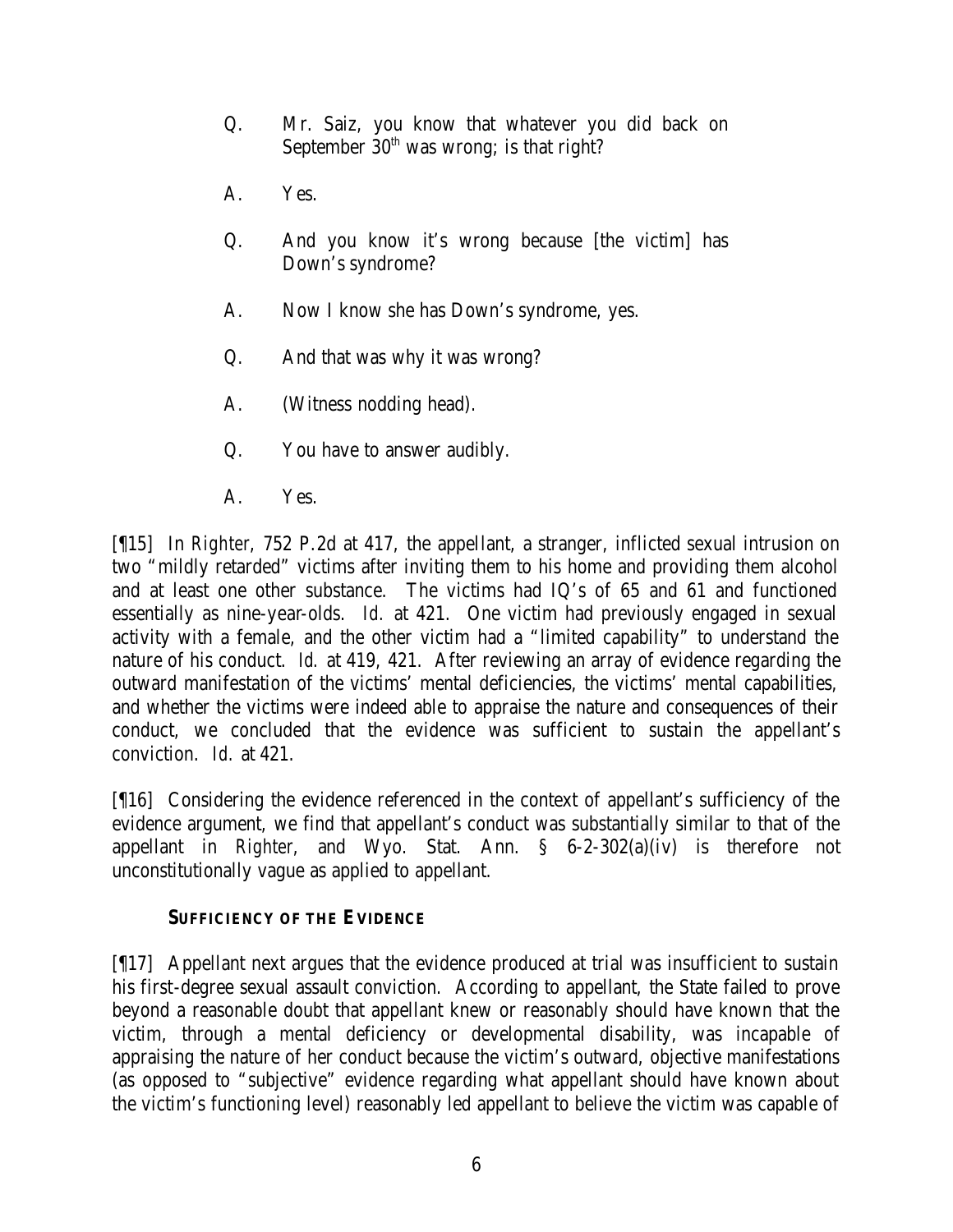> Q. Mr. Saiz, you know that whatever you did back on September 30th was wrong; is that right?
>
> A. Yes.
>
> Q. And you know it's wrong because [the victim] has Down's syndrome?
>
> A. Now I know she has Down's syndrome, yes.
>
> Q. And that was why it was wrong?
>
> A. (Witness nodding head).
>
> Q. You have to answer audibly.
>
> A. Yes.

[¶15] In *Righter*, 752 P.2d at 417, the appellant, a stranger, inflicted sexual intrusion on two "mildly retarded" victims after inviting them to his home and providing them alcohol and at least one other substance. The victims had IQ's of 65 and 61 and functioned essentially as nine-year-olds. *Id.* at 421. One victim had previously engaged in sexual activity with a female, and the other victim had a "limited capability" to understand the nature of his conduct. *Id.* at 419, 421. After reviewing an array of evidence regarding the outward manifestation of the victims' mental deficiencies, the victims' mental capabilities, and whether the victims were indeed able to appraise the nature and consequences of their conduct, we concluded that the evidence was sufficient to sustain the appellant's conviction. *Id.* at 421.

[¶16] Considering the evidence referenced in the context of appellant's sufficiency of the evidence argument, we find that appellant's conduct was substantially similar to that of the appellant in *Righter*, and Wyo. Stat. Ann. § 6-2-302(a)(iv) is therefore not unconstitutionally vague as applied to appellant.

**SUFFICIENCY OF THE EVIDENCE**

[¶17] Appellant next argues that the evidence produced at trial was insufficient to sustain his first-degree sexual assault conviction. According to appellant, the State failed to prove beyond a reasonable doubt that appellant knew or reasonably should have known that the victim, through a mental deficiency or developmental disability, was incapable of appraising the nature of her conduct because the victim's outward, objective manifestations (as opposed to "subjective" evidence regarding what appellant should have known about the victim's functioning level) reasonably led appellant to believe the victim was capable of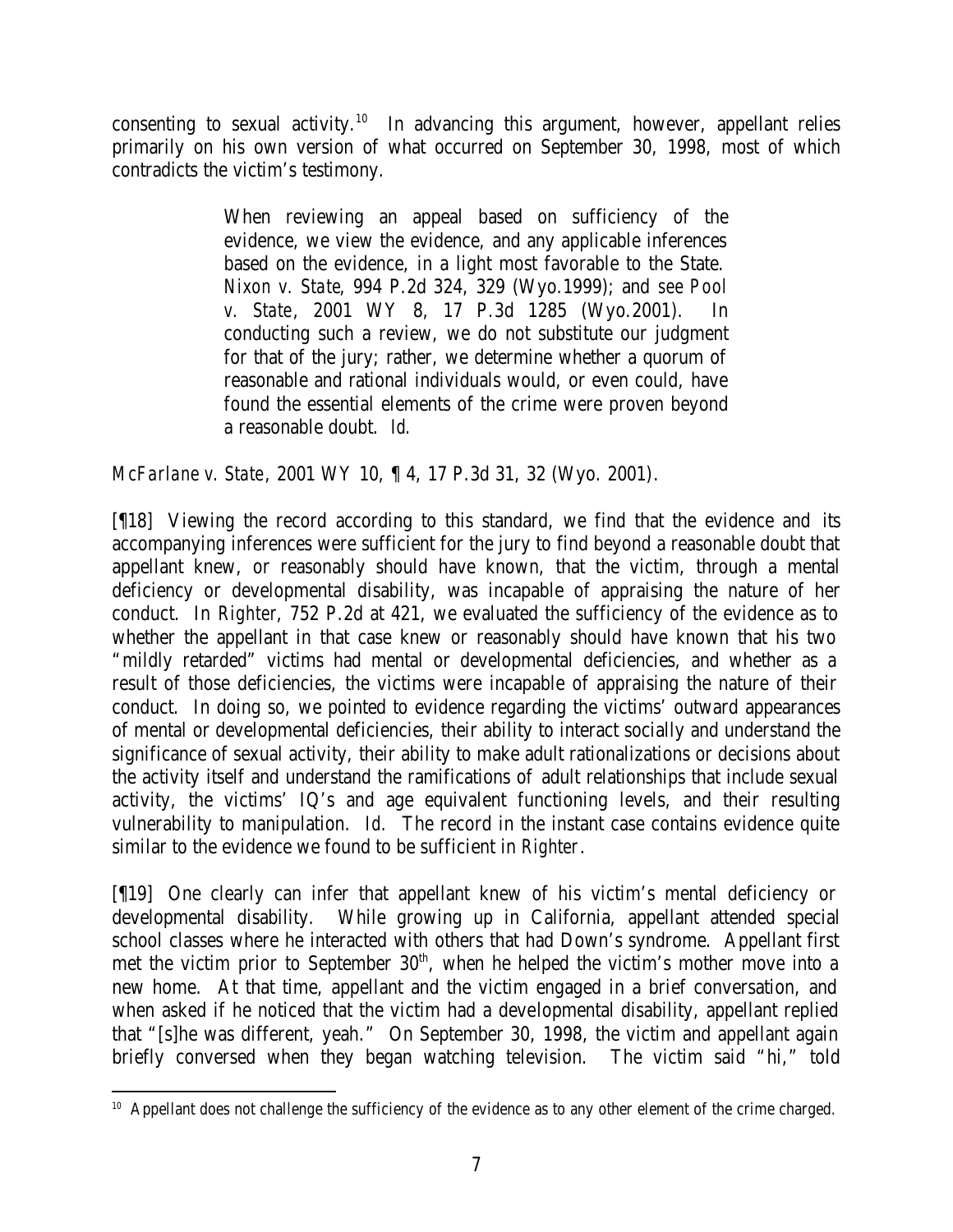consenting to sexual activity.[10] In advancing this argument, however, appellant relies primarily on his own version of what occurred on September 30, 1998, most of which contradicts the victim's testimony.

> When reviewing an appeal based on sufficiency of the evidence, we view the evidence, and any applicable inferences based on the evidence, in a light most favorable to the State. *Nixon v. State*, 994 P.2d 324, 329 (Wyo.1999); and *see Pool v. State*, 2001 WY 8, 17 P.3d 1285 (Wyo.2001). In conducting such a review, we do not substitute our judgment for that of the jury; rather, we determine whether a quorum of reasonable and rational individuals would, or even could, have found the essential elements of the crime were proven beyond a reasonable doubt. *Id.*

*McFarlane v. State*, 2001 WY 10, ¶ 4, 17 P.3d 31, 32 (Wyo. 2001).

[¶18] Viewing the record according to this standard, we find that the evidence and its accompanying inferences were sufficient for the jury to find beyond a reasonable doubt that appellant knew, or reasonably should have known, that the victim, through a mental deficiency or developmental disability, was incapable of appraising the nature of her conduct. In *Righter*, 752 P.2d at 421, we evaluated the sufficiency of the evidence as to whether the appellant in that case knew or reasonably should have known that his two "mildly retarded" victims had mental or developmental deficiencies, and whether as a result of those deficiencies, the victims were incapable of appraising the nature of their conduct. In doing so, we pointed to evidence regarding the victims' outward appearances of mental or developmental deficiencies, their ability to interact socially and understand the significance of sexual activity, their ability to make adult rationalizations or decisions about the activity itself and understand the ramifications of adult relationships that include sexual activity, the victims' IQ's and age equivalent functioning levels, and their resulting vulnerability to manipulation. *Id.* The record in the instant case contains evidence quite similar to the evidence we found to be sufficient in *Righter*.

[¶19] One clearly can infer that appellant knew of his victim's mental deficiency or developmental disability. While growing up in California, appellant attended special school classes where he interacted with others that had Down's syndrome. Appellant first met the victim prior to September 30th, when he helped the victim's mother move into a new home. At that time, appellant and the victim engaged in a brief conversation, and when asked if he noticed that the victim had a developmental disability, appellant replied that "[s]he was different, yeah." On September 30, 1998, the victim and appellant again briefly conversed when they began watching television. The victim said "hi," told

[10] Appellant does not challenge the sufficiency of the evidence as to any other element of the crime charged.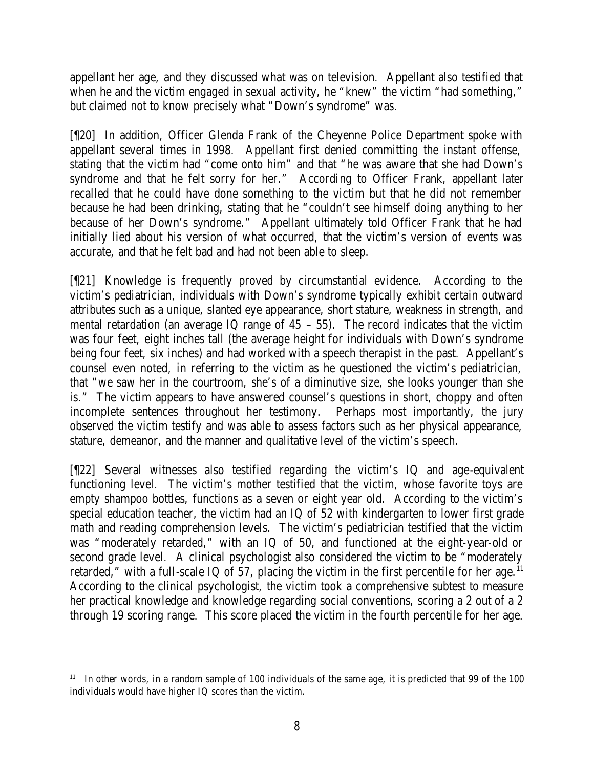appellant her age, and they discussed what was on television. Appellant also testified that when he and the victim engaged in sexual activity, he "knew" the victim "had something," but claimed not to know precisely what "Down's syndrome" was.

[¶20] In addition, Officer Glenda Frank of the Cheyenne Police Department spoke with appellant several times in 1998. Appellant first denied committing the instant offense, stating that the victim had "come onto him" and that "he was aware that she had Down's syndrome and that he felt sorry for her." According to Officer Frank, appellant later recalled that he could have done something to the victim but that he did not remember because he had been drinking, stating that he "couldn't see himself doing anything to her because of her Down's syndrome." Appellant ultimately told Officer Frank that he had initially lied about his version of what occurred, that the victim's version of events was accurate, and that he felt bad and had not been able to sleep.

[¶21] Knowledge is frequently proved by circumstantial evidence. According to the victim's pediatrician, individuals with Down's syndrome typically exhibit certain outward attributes such as a unique, slanted eye appearance, short stature, weakness in strength, and mental retardation (an average IQ range of 45 – 55). The record indicates that the victim was four feet, eight inches tall (the average height for individuals with Down's syndrome being four feet, six inches) and had worked with a speech therapist in the past. Appellant's counsel even noted, in referring to the victim as he questioned the victim's pediatrician, that "we saw her in the courtroom, she's of a diminutive size, she looks younger than she is." The victim appears to have answered counsel's questions in short, choppy and often incomplete sentences throughout her testimony. Perhaps most importantly, the jury observed the victim testify and was able to assess factors such as her physical appearance, stature, demeanor, and the manner and qualitative level of the victim's speech.

[¶22] Several witnesses also testified regarding the victim's IQ and age-equivalent functioning level. The victim's mother testified that the victim, whose favorite toys are empty shampoo bottles, functions as a seven or eight year old. According to the victim's special education teacher, the victim had an IQ of 52 with kindergarten to lower first grade math and reading comprehension levels. The victim's pediatrician testified that the victim was "moderately retarded," with an IQ of 50, and functioned at the eight-year-old or second grade level. A clinical psychologist also considered the victim to be "moderately retarded," with a full-scale IQ of 57, placing the victim in the first percentile for her age.[11] According to the clinical psychologist, the victim took a comprehensive subtest to measure her practical knowledge and knowledge regarding social conventions, scoring a 2 out of a 2 through 19 scoring range. This score placed the victim in the fourth percentile for her age.

---

[11] In other words, in a random sample of 100 individuals of the same age, it is predicted that 99 of the 100 individuals would have higher IQ scores than the victim.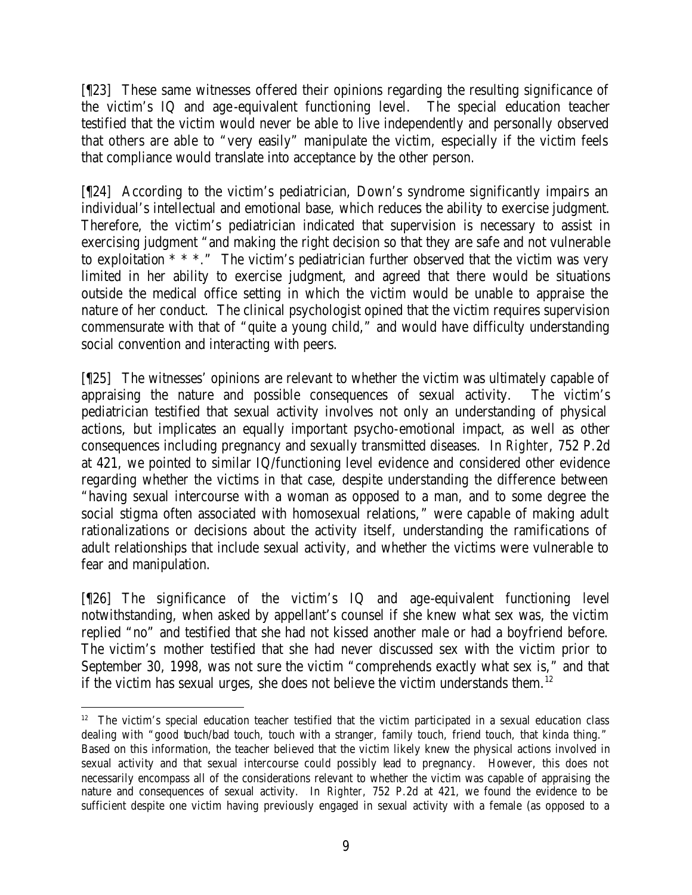[¶23] These same witnesses offered their opinions regarding the resulting significance of the victim's IQ and age-equivalent functioning level. The special education teacher testified that the victim would never be able to live independently and personally observed that others are able to "very easily" manipulate the victim, especially if the victim feels that compliance would translate into acceptance by the other person.

[¶24] According to the victim's pediatrician, Down's syndrome significantly impairs an individual's intellectual and emotional base, which reduces the ability to exercise judgment. Therefore, the victim's pediatrician indicated that supervision is necessary to assist in exercising judgment "and making the right decision so that they are safe and not vulnerable to exploitation * * *." The victim's pediatrician further observed that the victim was very limited in her ability to exercise judgment, and agreed that there would be situations outside the medical office setting in which the victim would be unable to appraise the nature of her conduct. The clinical psychologist opined that the victim requires supervision commensurate with that of "quite a young child," and would have difficulty understanding social convention and interacting with peers.

[¶25] The witnesses' opinions are relevant to whether the victim was ultimately capable of appraising the nature and possible consequences of sexual activity. The victim's pediatrician testified that sexual activity involves not only an understanding of physical actions, but implicates an equally important psycho-emotional impact, as well as other consequences including pregnancy and sexually transmitted diseases. In *Righter*, 752 P.2d at 421, we pointed to similar IQ/functioning level evidence and considered other evidence regarding whether the victims in that case, despite understanding the difference between "having sexual intercourse with a woman as opposed to a man, and to some degree the social stigma often associated with homosexual relations," were capable of making adult rationalizations or decisions about the activity itself, understanding the ramifications of adult relationships that include sexual activity, and whether the victims were vulnerable to fear and manipulation.

[¶26] The significance of the victim's IQ and age-equivalent functioning level notwithstanding, when asked by appellant's counsel if she knew what sex was, the victim replied "no" and testified that she had not kissed another male or had a boyfriend before. The victim's mother testified that she had never discussed sex with the victim prior to September 30, 1998, was not sure the victim "comprehends exactly what sex is," and that if the victim has sexual urges, she does not believe the victim understands them.[12]

---

[12] The victim's special education teacher testified that the victim participated in a sexual education class dealing with "good touch/bad touch, touch with a stranger, family touch, friend touch, that kinda thing." Based on this information, the teacher believed that the victim likely knew the physical actions involved in sexual activity and that sexual intercourse could possibly lead to pregnancy. However, this does not necessarily encompass all of the considerations relevant to whether the victim was capable of appraising the nature and consequences of sexual activity. In *Righter*, 752 P.2d at 421, we found the evidence to be sufficient despite one victim having previously engaged in sexual activity with a female (as opposed to a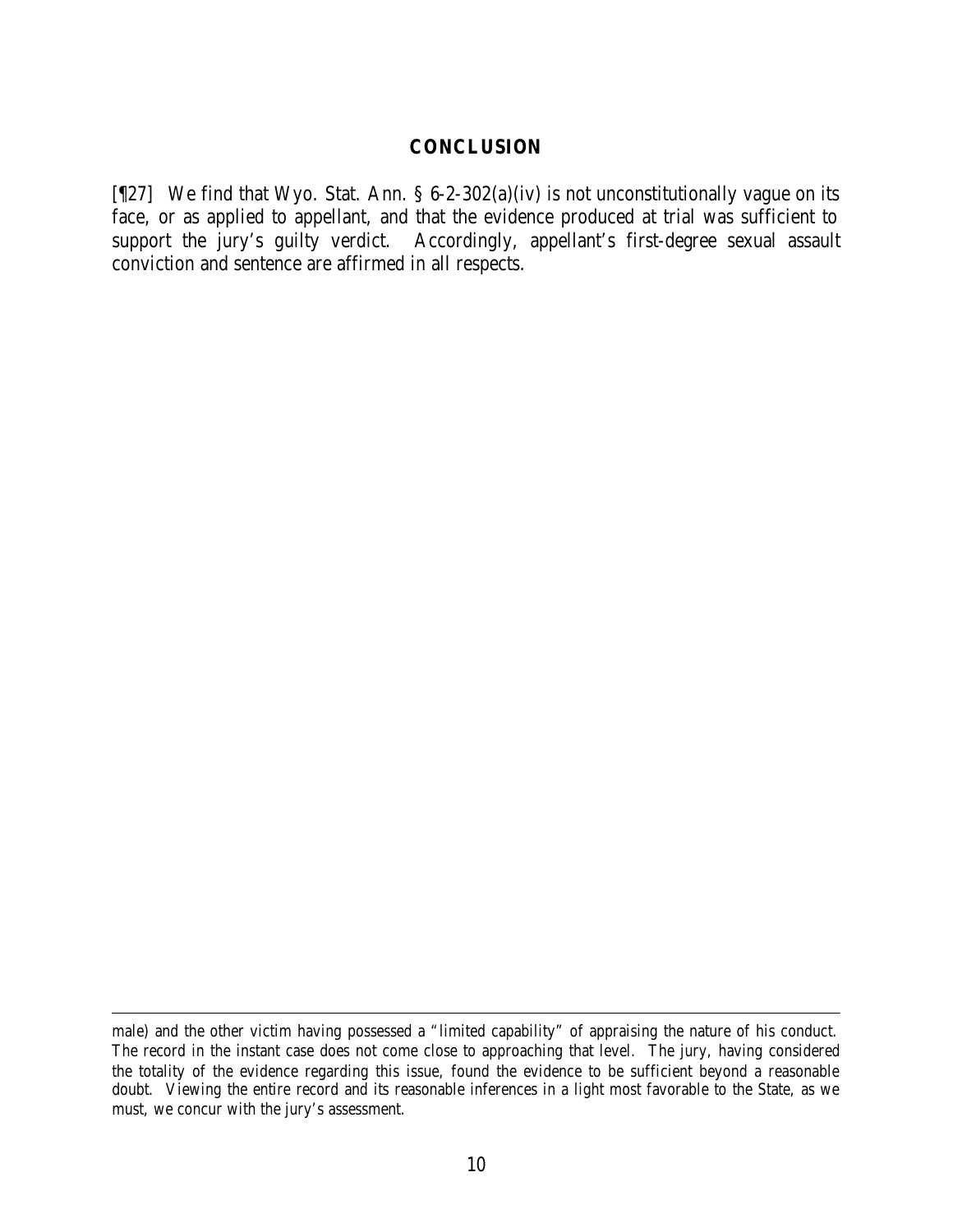## CONCLUSION

[¶27] We find that Wyo. Stat. Ann. § 6-2-302(a)(iv) is not unconstitutionally vague on its face, or as applied to appellant, and that the evidence produced at trial was sufficient to support the jury's guilty verdict. Accordingly, appellant's first-degree sexual assault conviction and sentence are affirmed in all respects.

---

male) and the other victim having possessed a "limited capability" of appraising the nature of his conduct. The record in the instant case does not come close to approaching that level. The jury, having considered the totality of the evidence regarding this issue, found the evidence to be sufficient beyond a reasonable doubt. Viewing the entire record and its reasonable inferences in a light most favorable to the State, as we must, we concur with the jury's assessment.